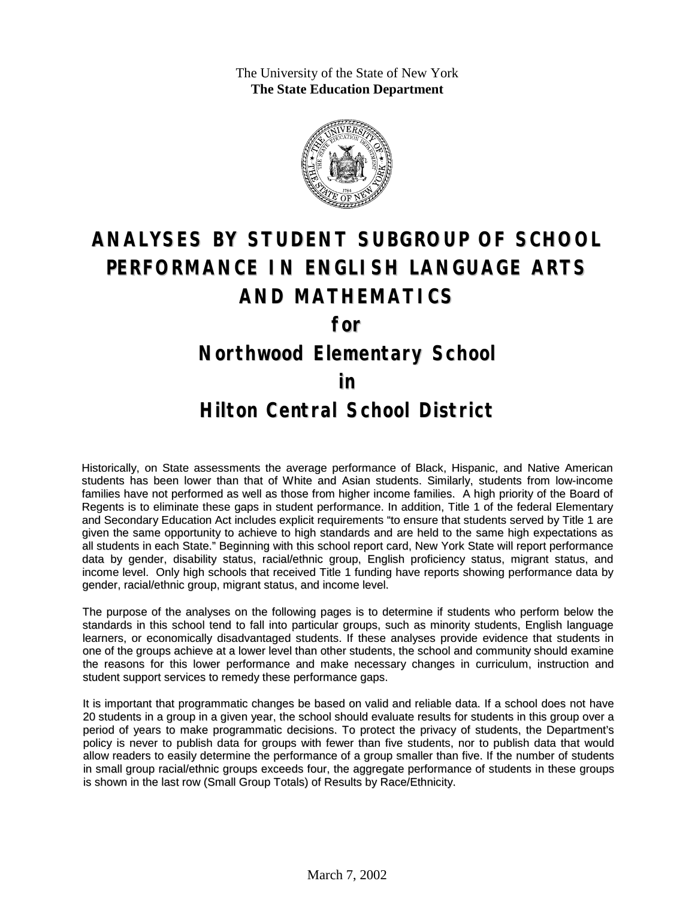The University of the State of New York
**The State Education Department**

# ANALYSES BY STUDENT SUBGROUP OF SCHOOL PERFORMANCE IN ENGLISH LANGUAGE ARTS AND MATHEMATICS

## for

## Northwood Elementary School

## in

## Hilton Central School District

Historically, on State assessments the average performance of Black, Hispanic, and Native American students has been lower than that of White and Asian students. Similarly, students from low-income families have not performed as well as those from higher income families. A high priority of the Board of Regents is to eliminate these gaps in student performance. In addition, Title 1 of the federal Elementary and Secondary Education Act includes explicit requirements "to ensure that students served by Title 1 are given the same opportunity to achieve to high standards and are held to the same high expectations as all students in each State." Beginning with this school report card, New York State will report performance data by gender, disability status, racial/ethnic group, English proficiency status, migrant status, and income level. Only high schools that received Title 1 funding have reports showing performance data by gender, racial/ethnic group, migrant status, and income level.

The purpose of the analyses on the following pages is to determine if students who perform below the standards in this school tend to fall into particular groups, such as minority students, English language learners, or economically disadvantaged students. If these analyses provide evidence that students in one of the groups achieve at a lower level than other students, the school and community should examine the reasons for this lower performance and make necessary changes in curriculum, instruction and student support services to remedy these performance gaps.

It is important that programmatic changes be based on valid and reliable data. If a school does not have 20 students in a group in a given year, the school should evaluate results for students in this group over a period of years to make programmatic decisions. To protect the privacy of students, the Department's policy is never to publish data for groups with fewer than five students, nor to publish data that would allow readers to easily determine the performance of a group smaller than five. If the number of students in small group racial/ethnic groups exceeds four, the aggregate performance of students in these groups is shown in the last row (Small Group Totals) of Results by Race/Ethnicity.

March 7, 2002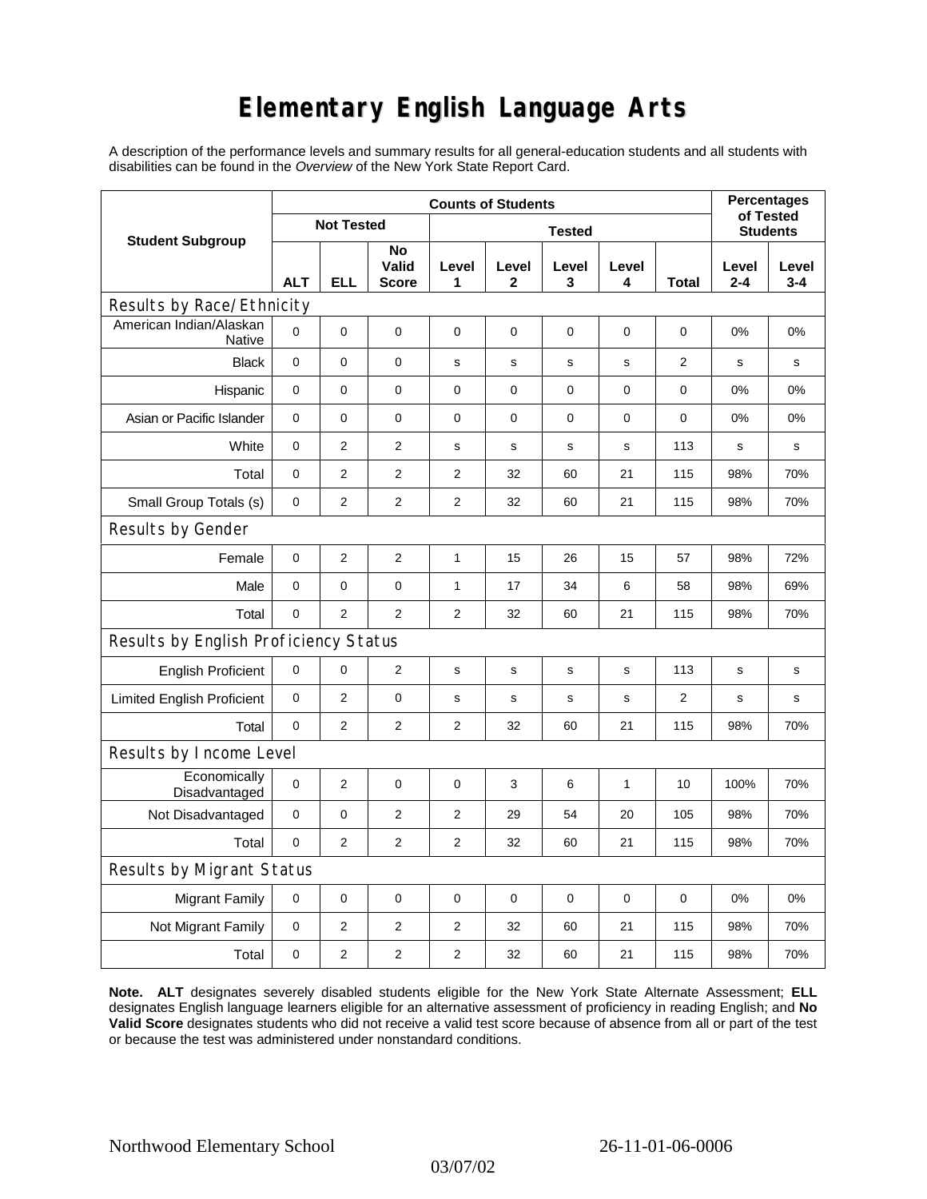# Elementary English Language Arts

A description of the performance levels and summary results for all general-education students and all students with disabilities can be found in the *Overview* of the New York State Report Card.

| Student Subgroup | Counts of Students | | | | | | | | Percentages of Tested Students | |
|---|---|---|---|---|---|---|---|---|---|---|
| | Not Tested | | | Tested | | | | | | |
| | ALT | ELL | No Valid Score | Level 1 | Level 2 | Level 3 | Level 4 | Total | Level 2-4 | Level 3-4 |
| **Results by Race/Ethnicity** | | | | | | | | | | |
| American Indian/Alaskan Native | 0 | 0 | 0 | 0 | 0 | 0 | 0 | 0 | 0% | 0% |
| Black | 0 | 0 | 0 | s | s | s | s | 2 | s | s |
| Hispanic | 0 | 0 | 0 | 0 | 0 | 0 | 0 | 0 | 0% | 0% |
| Asian or Pacific Islander | 0 | 0 | 0 | 0 | 0 | 0 | 0 | 0 | 0% | 0% |
| White | 0 | 2 | 2 | s | s | s | s | 113 | s | s |
| Total | 0 | 2 | 2 | 2 | 32 | 60 | 21 | 115 | 98% | 70% |
| Small Group Totals (s) | 0 | 2 | 2 | 2 | 32 | 60 | 21 | 115 | 98% | 70% |
| **Results by Gender** | | | | | | | | | | |
| Female | 0 | 2 | 2 | 1 | 15 | 26 | 15 | 57 | 98% | 72% |
| Male | 0 | 0 | 0 | 1 | 17 | 34 | 6 | 58 | 98% | 69% |
| Total | 0 | 2 | 2 | 2 | 32 | 60 | 21 | 115 | 98% | 70% |
| **Results by English Proficiency Status** | | | | | | | | | | |
| English Proficient | 0 | 0 | 2 | s | s | s | s | 113 | s | s |
| Limited English Proficient | 0 | 2 | 0 | s | s | s | s | 2 | s | s |
| Total | 0 | 2 | 2 | 2 | 32 | 60 | 21 | 115 | 98% | 70% |
| **Results by Income Level** | | | | | | | | | | |
| Economically Disadvantaged | 0 | 2 | 0 | 0 | 3 | 6 | 1 | 10 | 100% | 70% |
| Not Disadvantaged | 0 | 0 | 2 | 2 | 29 | 54 | 20 | 105 | 98% | 70% |
| Total | 0 | 2 | 2 | 2 | 32 | 60 | 21 | 115 | 98% | 70% |
| **Results by Migrant Status** | | | | | | | | | | |
| Migrant Family | 0 | 0 | 0 | 0 | 0 | 0 | 0 | 0 | 0% | 0% |
| Not Migrant Family | 0 | 2 | 2 | 2 | 32 | 60 | 21 | 115 | 98% | 70% |
| Total | 0 | 2 | 2 | 2 | 32 | 60 | 21 | 115 | 98% | 70% |

**Note. ALT** designates severely disabled students eligible for the New York State Alternate Assessment; **ELL** designates English language learners eligible for an alternative assessment of proficiency in reading English; and **No Valid Score** designates students who did not receive a valid test score because of absence from all or part of the test or because the test was administered under nonstandard conditions.

Northwood Elementary School 26-11-01-06-0006

03/07/02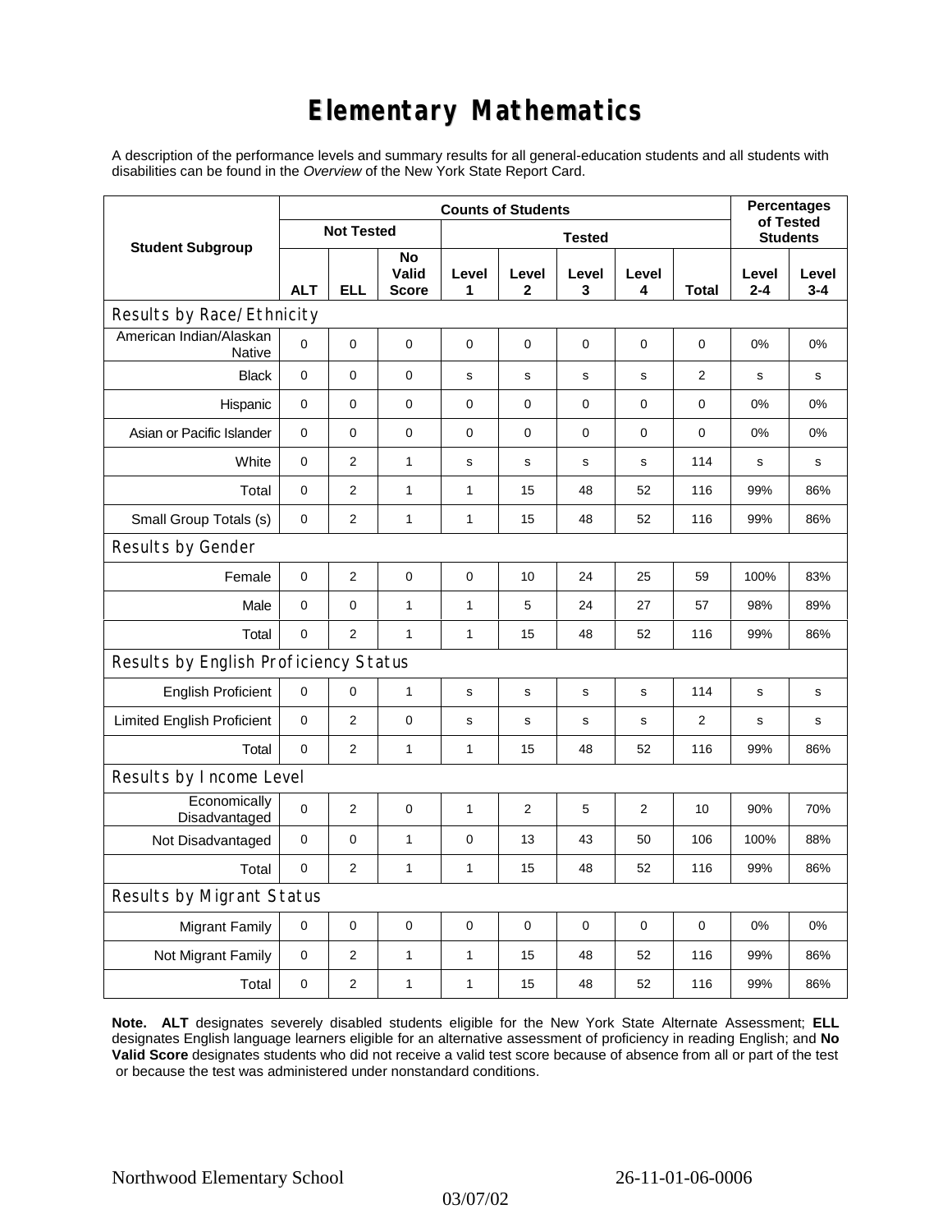# Elementary Mathematics

A description of the performance levels and summary results for all general-education students and all students with disabilities can be found in the *Overview* of the New York State Report Card.

| Student Subgroup | Counts of Students | | | | | | | | Percentages of Tested Students | |
|---|---|---|---|---|---|---|---|---|---|---|
| | Not Tested | | | Tested | | | | | | |
| | ALT | ELL | No Valid Score | Level 1 | Level 2 | Level 3 | Level 4 | Total | Level 2-4 | Level 3-4 |
| **Results by Race/Ethnicity** | | | | | | | | | | |
| American Indian/Alaskan Native | 0 | 0 | 0 | 0 | 0 | 0 | 0 | 0 | 0% | 0% |
| Black | 0 | 0 | 0 | s | s | s | s | 2 | s | s |
| Hispanic | 0 | 0 | 0 | 0 | 0 | 0 | 0 | 0 | 0% | 0% |
| Asian or Pacific Islander | 0 | 0 | 0 | 0 | 0 | 0 | 0 | 0 | 0% | 0% |
| White | 0 | 2 | 1 | s | s | s | s | 114 | s | s |
| Total | 0 | 2 | 1 | 1 | 15 | 48 | 52 | 116 | 99% | 86% |
| Small Group Totals (s) | 0 | 2 | 1 | 1 | 15 | 48 | 52 | 116 | 99% | 86% |
| **Results by Gender** | | | | | | | | | | |
| Female | 0 | 2 | 0 | 0 | 10 | 24 | 25 | 59 | 100% | 83% |
| Male | 0 | 0 | 1 | 1 | 5 | 24 | 27 | 57 | 98% | 89% |
| Total | 0 | 2 | 1 | 1 | 15 | 48 | 52 | 116 | 99% | 86% |
| **Results by English Proficiency Status** | | | | | | | | | | |
| English Proficient | 0 | 0 | 1 | s | s | s | s | 114 | s | s |
| Limited English Proficient | 0 | 2 | 0 | s | s | s | s | 2 | s | s |
| Total | 0 | 2 | 1 | 1 | 15 | 48 | 52 | 116 | 99% | 86% |
| **Results by Income Level** | | | | | | | | | | |
| Economically Disadvantaged | 0 | 2 | 0 | 1 | 2 | 5 | 2 | 10 | 90% | 70% |
| Not Disadvantaged | 0 | 0 | 1 | 0 | 13 | 43 | 50 | 106 | 100% | 88% |
| Total | 0 | 2 | 1 | 1 | 15 | 48 | 52 | 116 | 99% | 86% |
| **Results by Migrant Status** | | | | | | | | | | |
| Migrant Family | 0 | 0 | 0 | 0 | 0 | 0 | 0 | 0 | 0% | 0% |
| Not Migrant Family | 0 | 2 | 1 | 1 | 15 | 48 | 52 | 116 | 99% | 86% |
| Total | 0 | 2 | 1 | 1 | 15 | 48 | 52 | 116 | 99% | 86% |

**Note. ALT** designates severely disabled students eligible for the New York State Alternate Assessment; **ELL** designates English language learners eligible for an alternative assessment of proficiency in reading English; and **No Valid Score** designates students who did not receive a valid test score because of absence from all or part of the test or because the test was administered under nonstandard conditions.

Northwood Elementary School 26-11-01-06-0006

03/07/02